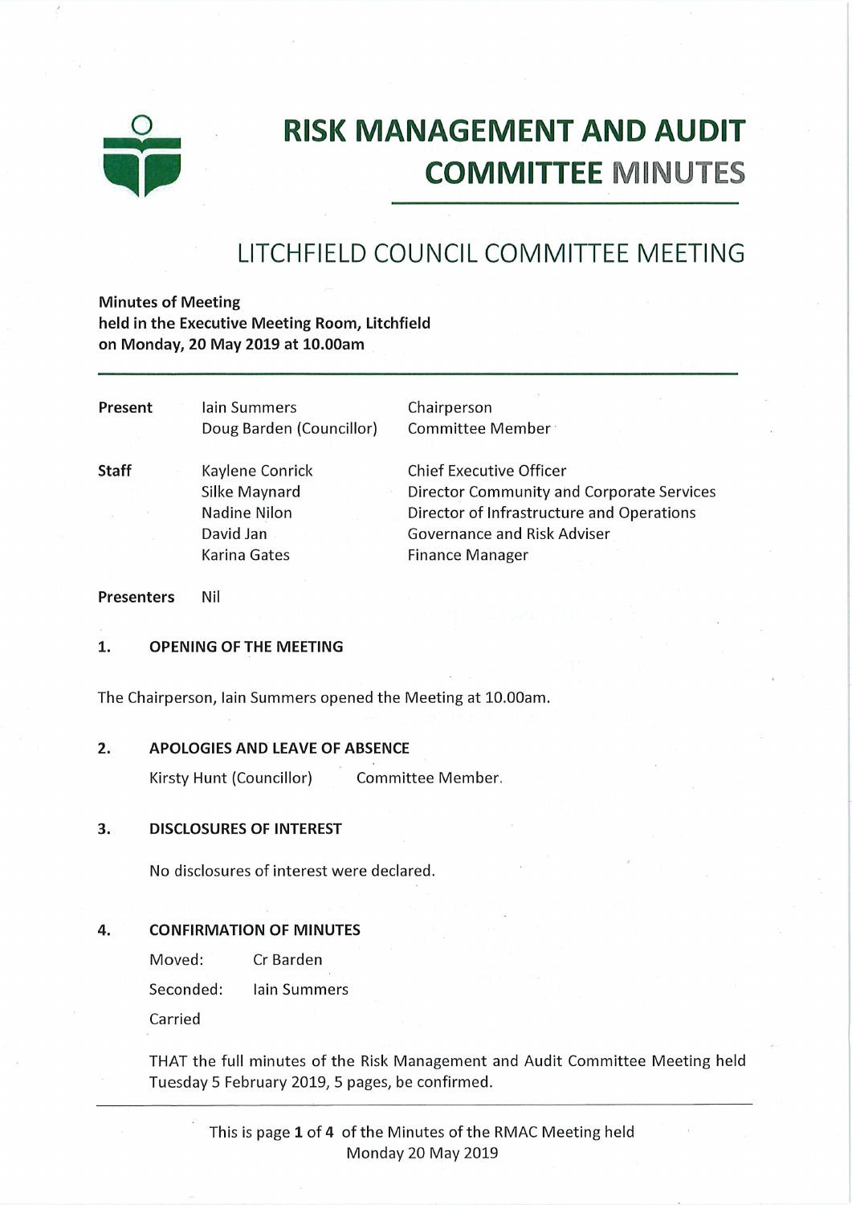# RISK MANAGEMENT AND AUDIT COMMITTEE MINUTES

## LITCHFIELD COUNCIL COMMITTEE MEETING

**Minutes of Meeting**
**held in the Executive Meeting Room, Litchfield**
**on Monday, 20 May 2019 at 10.00am**

| | | |
|---|---|---|
| **Present** | Iain Summers | Chairperson |
| | Doug Barden (Councillor) | Committee Member |
| **Staff** | Kaylene Conrick | Chief Executive Officer |
| | Silke Maynard | Director Community and Corporate Services |
| | Nadine Nilon | Director of Infrastructure and Operations |
| | David Jan | Governance and Risk Adviser |
| | Karina Gates | Finance Manager |
| **Presenters** | Nil | |

### 1. OPENING OF THE MEETING

The Chairperson, Iain Summers opened the Meeting at 10.00am.

### 2. APOLOGIES AND LEAVE OF ABSENCE

Kirsty Hunt (Councillor) Committee Member.

### 3. DISCLOSURES OF INTEREST

No disclosures of interest were declared.

### 4. CONFIRMATION OF MINUTES

Moved: Cr Barden

Seconded: Iain Summers

Carried

THAT the full minutes of the Risk Management and Audit Committee Meeting held Tuesday 5 February 2019, 5 pages, be confirmed.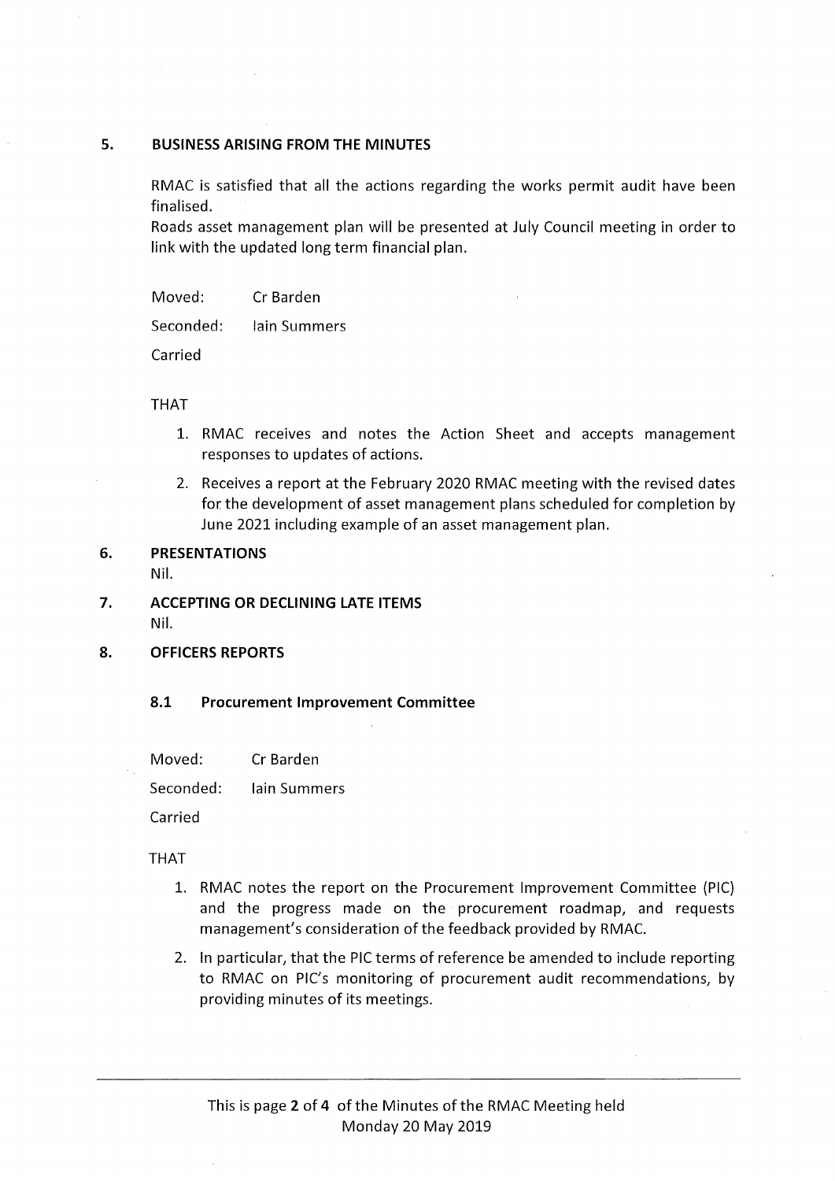## 5. BUSINESS ARISING FROM THE MINUTES

RMAC is satisfied that all the actions regarding the works permit audit have been finalised.

Roads asset management plan will be presented at July Council meeting in order to link with the updated long term financial plan.

Moved: Cr Barden

Seconded: Iain Summers

Carried

THAT

1. RMAC receives and notes the Action Sheet and accepts management responses to updates of actions.
2. Receives a report at the February 2020 RMAC meeting with the revised dates for the development of asset management plans scheduled for completion by June 2021 including example of an asset management plan.

## 6. PRESENTATIONS

Nil.

## 7. ACCEPTING OR DECLINING LATE ITEMS

Nil.

## 8. OFFICERS REPORTS

### 8.1 Procurement Improvement Committee

Moved: Cr Barden

Seconded: Iain Summers

Carried

THAT

1. RMAC notes the report on the Procurement Improvement Committee (PIC) and the progress made on the procurement roadmap, and requests management's consideration of the feedback provided by RMAC.
2. In particular, that the PIC terms of reference be amended to include reporting to RMAC on PIC's monitoring of procurement audit recommendations, by providing minutes of its meetings.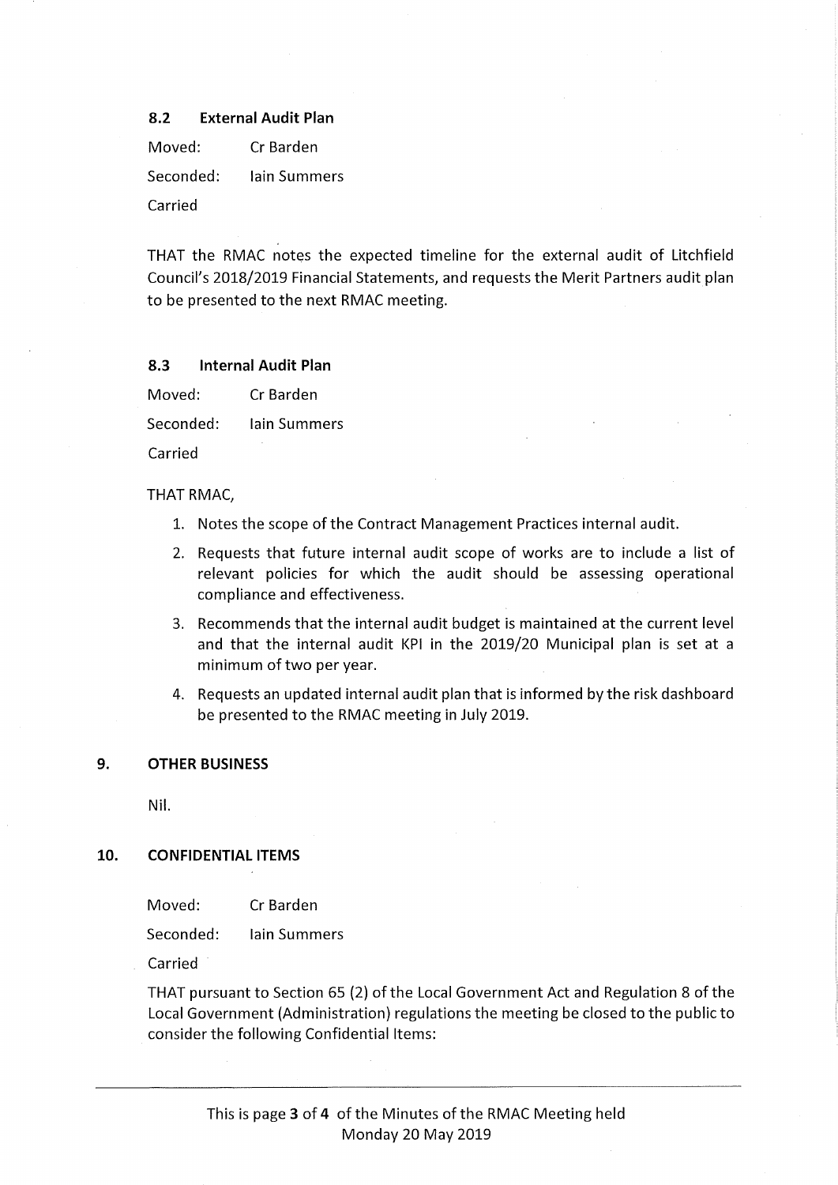### 8.2 External Audit Plan

Moved: Cr Barden

Seconded: Iain Summers

Carried

THAT the RMAC notes the expected timeline for the external audit of Litchfield Council's 2018/2019 Financial Statements, and requests the Merit Partners audit plan to be presented to the next RMAC meeting.

### 8.3 Internal Audit Plan

Moved: Cr Barden

Seconded: Iain Summers

Carried

THAT RMAC,

1. Notes the scope of the Contract Management Practices internal audit.
2. Requests that future internal audit scope of works are to include a list of relevant policies for which the audit should be assessing operational compliance and effectiveness.
3. Recommends that the internal audit budget is maintained at the current level and that the internal audit KPI in the 2019/20 Municipal plan is set at a minimum of two per year.
4. Requests an updated internal audit plan that is informed by the risk dashboard be presented to the RMAC meeting in July 2019.

## 9. OTHER BUSINESS

Nil.

## 10. CONFIDENTIAL ITEMS

Moved: Cr Barden

Seconded: Iain Summers

Carried

THAT pursuant to Section 65 (2) of the Local Government Act and Regulation 8 of the Local Government (Administration) regulations the meeting be closed to the public to consider the following Confidential Items: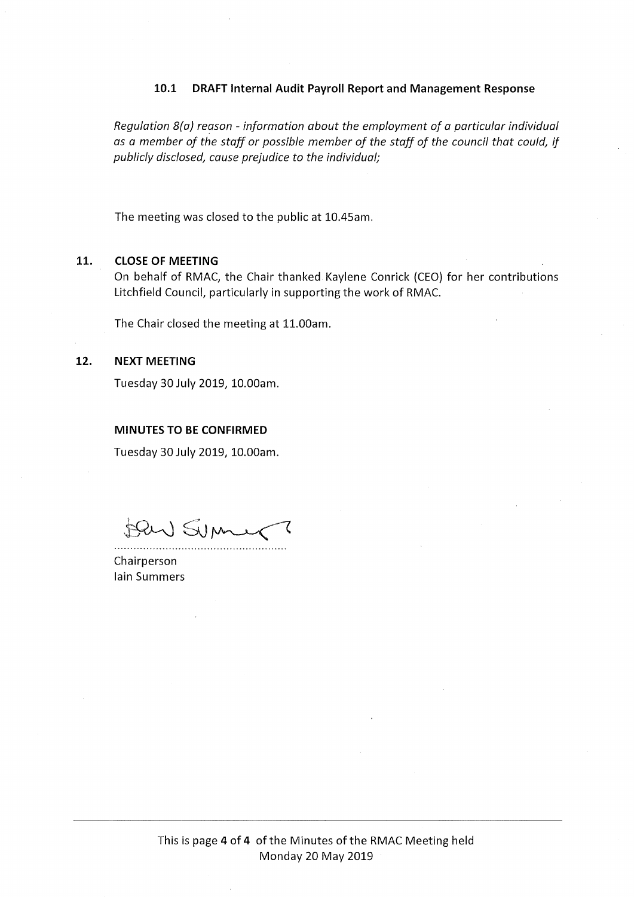### 10.1 DRAFT Internal Audit Payroll Report and Management Response

*Regulation 8(a) reason - information about the employment of a particular individual as a member of the staff or possible member of the staff of the council that could, if publicly disclosed, cause prejudice to the individual;*

The meeting was closed to the public at 10.45am.

## 11. CLOSE OF MEETING

On behalf of RMAC, the Chair thanked Kaylene Conrick (CEO) for her contributions Litchfield Council, particularly in supporting the work of RMAC.

The Chair closed the meeting at 11.00am.

## 12. NEXT MEETING

Tuesday 30 July 2019, 10.00am.

### MINUTES TO BE CONFIRMED

Tuesday 30 July 2019, 10.00am.

......................................................

Chairperson
Iain Summers